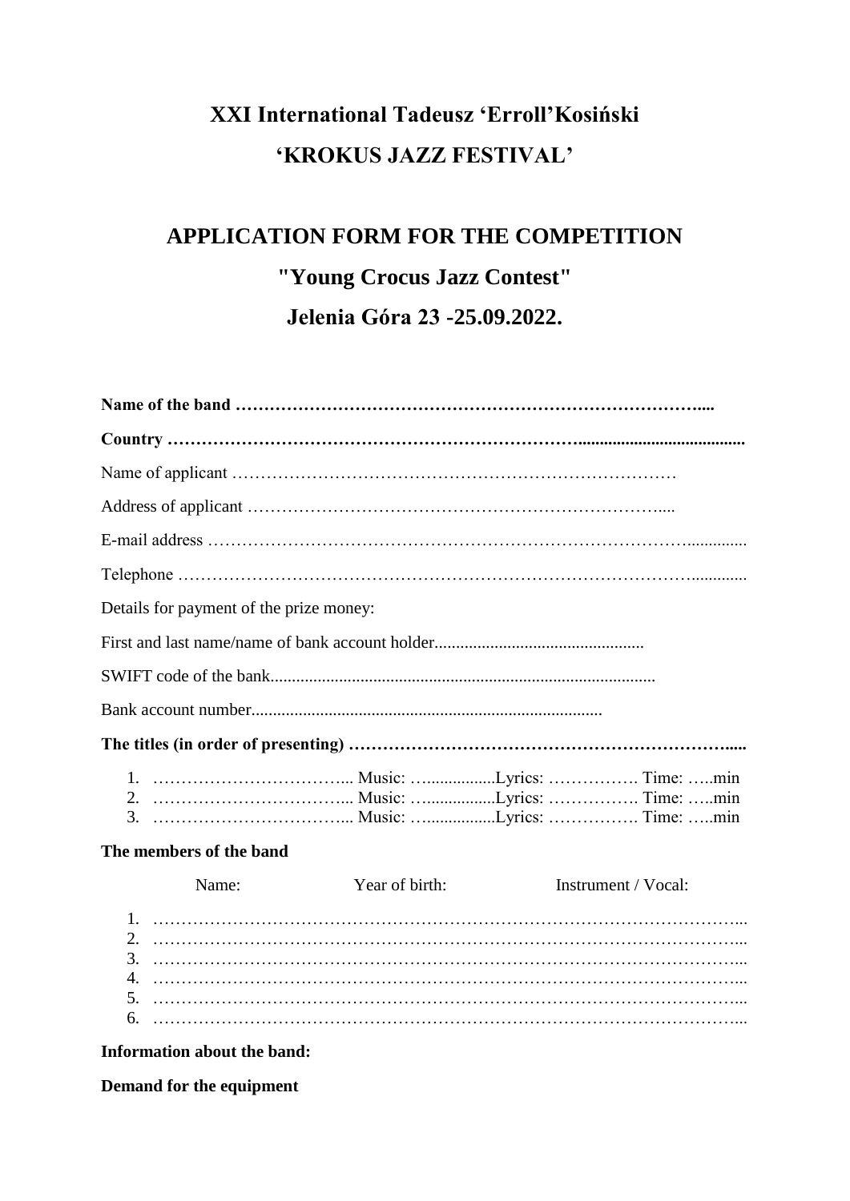# XXI International Tadeusz 'Erroll'Kosiński

# 'KROKUS JAZZ FESTIVAL'

## APPLICATION FORM FOR THE COMPETITION

## "Young Crocus Jazz Contest"

## Jelenia Góra 23 -25.09.2022.

**Name of the band ……………………………………………………………………....**

**Country …………………………………………………………………......................................**

Name of applicant ……………………………………………………………………

Address of applicant ………………………………………………………………....

E-mail address ……………………………………………………………………………..............

Telephone ………………………………………………………………………………..............

Details for payment of the prize money:

First and last name/name of bank account holder.................................................

SWIFT code of the bank..........................................................................................

Bank account number..................................................................................

**The titles (in order of presenting) …………………………………………………………......**

1. ……………………………... Music: ….................Lyrics: ……………. Time: …..min
2. ……………………………... Music: ….................Lyrics: ……………. Time: …..min
3. ……………………………... Music: ….................Lyrics: ……………. Time: …..min

**The members of the band**

Name: Year of birth: Instrument / Vocal:

1. ………………………………………………………………………………………...
2. ………………………………………………………………………………………...
3. ………………………………………………………………………………………...
4. ………………………………………………………………………………………...
5. ………………………………………………………………………………………...
6. ………………………………………………………………………………………...

**Information about the band:**

**Demand for the equipment**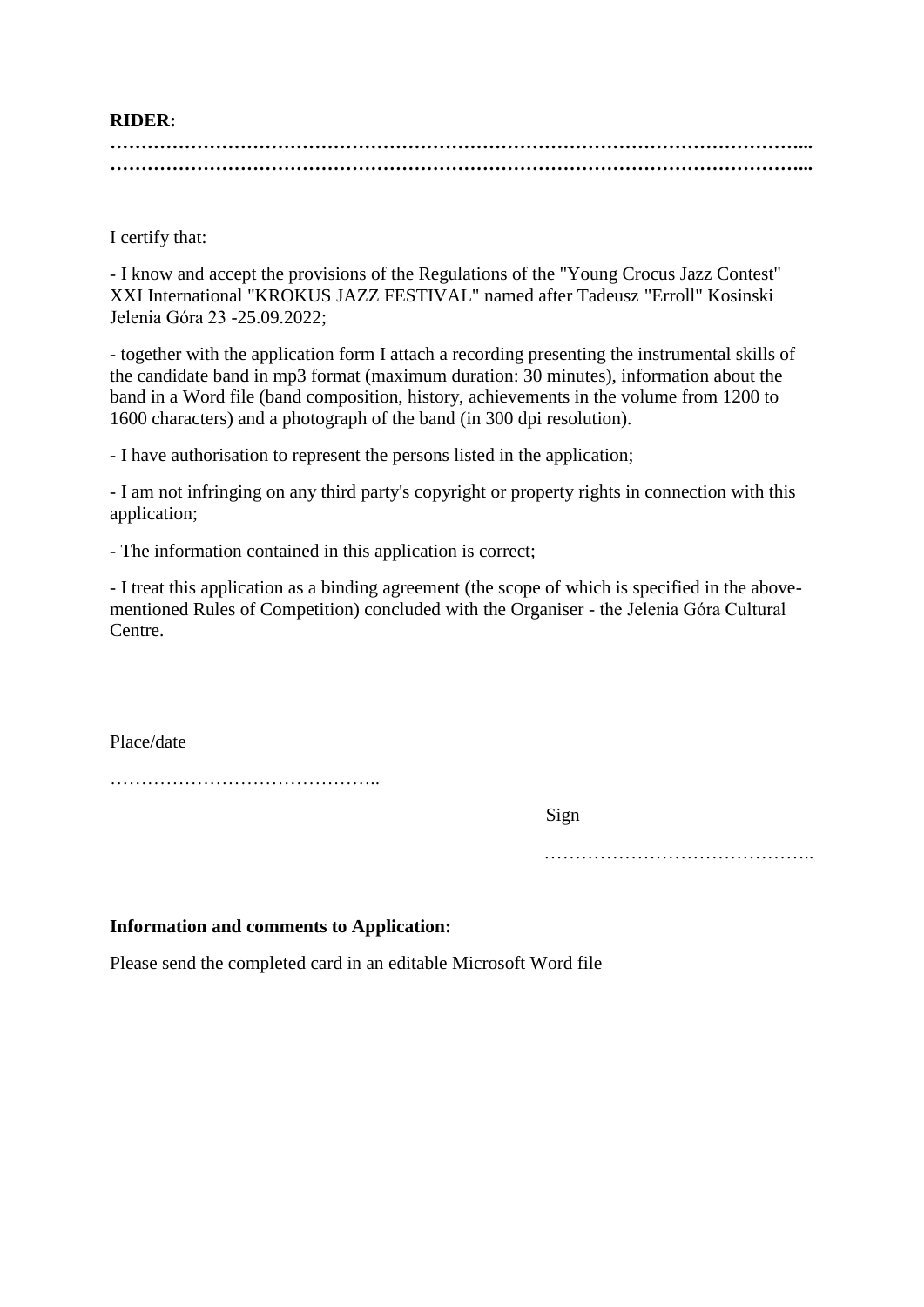**RIDER:**

**…………………………………………………………………………………………………....**

**…………………………………………………………………………………………………....**

I certify that:

- I know and accept the provisions of the Regulations of the "Young Crocus Jazz Contest" XXI International "KROKUS JAZZ FESTIVAL" named after Tadeusz "Erroll" Kosinski Jelenia Góra 23 -25.09.2022;

- together with the application form I attach a recording presenting the instrumental skills of the candidate band in mp3 format (maximum duration: 30 minutes), information about the band in a Word file (band composition, history, achievements in the volume from 1200 to 1600 characters) and a photograph of the band (in 300 dpi resolution).

- I have authorisation to represent the persons listed in the application;

- I am not infringing on any third party's copyright or property rights in connection with this application;

- The information contained in this application is correct;

- I treat this application as a binding agreement (the scope of which is specified in the above-mentioned Rules of Competition) concluded with the Organiser - the Jelenia Góra Cultural Centre.

Place/date

……………………………………..

Sign

……………………………………..

**Information and comments to Application:**

Please send the completed card in an editable Microsoft Word file